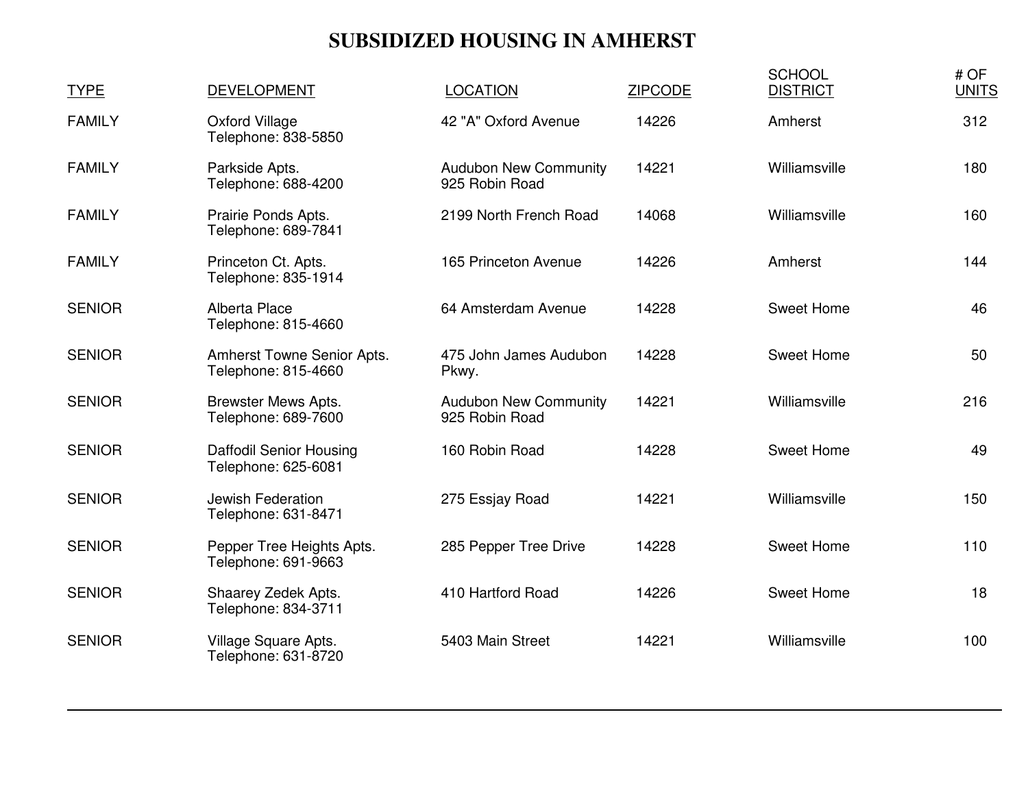# SUBSIDIZED HOUSING IN AMHERST

| TYPE | DEVELOPMENT | LOCATION | ZIPCODE | SCHOOL DISTRICT | # OF UNITS |
|---|---|---|---|---|---|
| FAMILY | Oxford Village<br>Telephone: 838-5850 | 42 "A" Oxford Avenue | 14226 | Amherst | 312 |
| FAMILY | Parkside Apts.<br>Telephone: 688-4200 | Audubon New Community<br>925 Robin Road | 14221 | Williamsville | 180 |
| FAMILY | Prairie Ponds Apts.<br>Telephone: 689-7841 | 2199 North French Road | 14068 | Williamsville | 160 |
| FAMILY | Princeton Ct. Apts.<br>Telephone: 835-1914 | 165 Princeton Avenue | 14226 | Amherst | 144 |
| SENIOR | Alberta Place<br>Telephone: 815-4660 | 64 Amsterdam Avenue | 14228 | Sweet Home | 46 |
| SENIOR | Amherst Towne Senior Apts.<br>Telephone: 815-4660 | 475 John James Audubon Pkwy. | 14228 | Sweet Home | 50 |
| SENIOR | Brewster Mews Apts.<br>Telephone: 689-7600 | Audubon New Community<br>925 Robin Road | 14221 | Williamsville | 216 |
| SENIOR | Daffodil Senior Housing<br>Telephone: 625-6081 | 160 Robin Road | 14228 | Sweet Home | 49 |
| SENIOR | Jewish Federation<br>Telephone: 631-8471 | 275 Essjay Road | 14221 | Williamsville | 150 |
| SENIOR | Pepper Tree Heights Apts.<br>Telephone: 691-9663 | 285 Pepper Tree Drive | 14228 | Sweet Home | 110 |
| SENIOR | Shaarey Zedek Apts.<br>Telephone: 834-3711 | 410 Hartford Road | 14226 | Sweet Home | 18 |
| SENIOR | Village Square Apts.<br>Telephone: 631-8720 | 5403 Main Street | 14221 | Williamsville | 100 |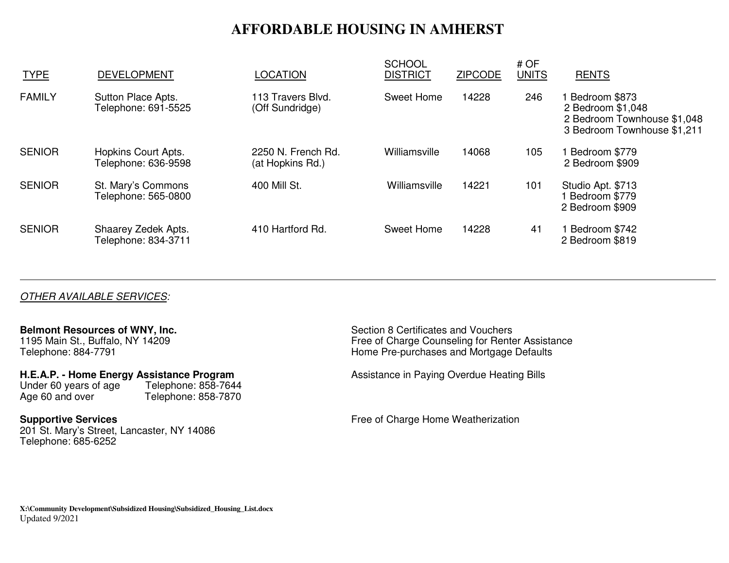# AFFORDABLE HOUSING IN AMHERST

| TYPE | DEVELOPMENT | LOCATION | SCHOOL DISTRICT | ZIPCODE | # OF UNITS | RENTS |
|---|---|---|---|---|---|---|
| FAMILY | Sutton Place Apts.<br>Telephone: 691-5525 | 113 Travers Blvd.<br>(Off Sundridge) | Sweet Home | 14228 | 246 | 1 Bedroom $873<br>2 Bedroom $1,048<br>2 Bedroom Townhouse $1,048<br>3 Bedroom Townhouse $1,211 |
| SENIOR | Hopkins Court Apts.<br>Telephone: 636-9598 | 2250 N. French Rd.<br>(at Hopkins Rd.) | Williamsville | 14068 | 105 | 1 Bedroom $779<br>2 Bedroom $909 |
| SENIOR | St. Mary's Commons<br>Telephone: 565-0800 | 400 Mill St. | Williamsville | 14221 | 101 | Studio Apt. $713<br>1 Bedroom $779<br>2 Bedroom $909 |
| SENIOR | Shaarey Zedek Apts.<br>Telephone: 834-3711 | 410 Hartford Rd. | Sweet Home | 14228 | 41 | 1 Bedroom $742<br>2 Bedroom $819 |

---

*OTHER AVAILABLE SERVICES*:

**Belmont Resources of WNY, Inc.**
1195 Main St., Buffalo, NY 14209
Telephone: 884-7791

Section 8 Certificates and Vouchers
Free of Charge Counseling for Renter Assistance
Home Pre-purchases and Mortgage Defaults

**H.E.A.P. - Home Energy Assistance Program**
Under 60 years of age Telephone: 858-7644
Age 60 and over Telephone: 858-7870

Assistance in Paying Overdue Heating Bills

**Supportive Services**
201 St. Mary's Street, Lancaster, NY 14086
Telephone: 685-6252

Free of Charge Home Weatherization

**X:\Community Development\Subsidized Housing\Subsidized_Housing_List.docx**
Updated 9/2021